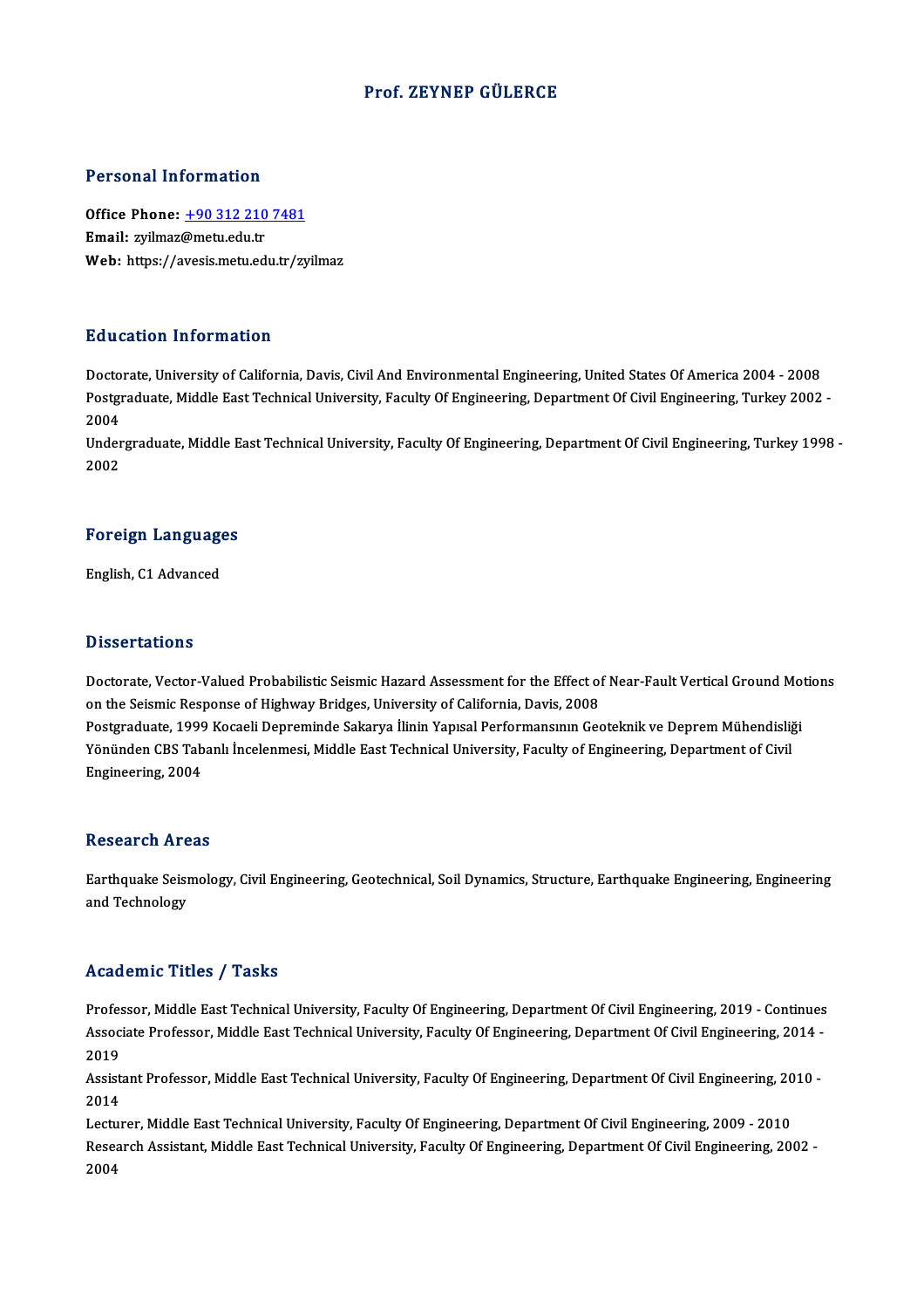# Prof. ZEYNEP GÜLERCE

## Personal Information

**Office Phone:** +90 312 210 7481
**Email:** zyilmaz@metu.edu.tr
**Web:** https://avesis.metu.edu.tr/zyilmaz

## Education Information

Doctorate, University of California, Davis, Civil And Environmental Engineering, United States Of America 2004 - 2008
Postgraduate, Middle East Technical University, Faculty Of Engineering, Department Of Civil Engineering, Turkey 2002 - 2004
Undergraduate, Middle East Technical University, Faculty Of Engineering, Department Of Civil Engineering, Turkey 1998 - 2002

## Foreign Languages

English, C1 Advanced

## Dissertations

Doctorate, Vector-Valued Probabilistic Seismic Hazard Assessment for the Effect of Near-Fault Vertical Ground Motions on the Seismic Response of Highway Bridges, University of California, Davis, 2008
Postgraduate, 1999 Kocaeli Depreminde Sakarya İlinin Yapısal Performansının Geoteknik ve Deprem Mühendisliği Yönünden CBS Tabanlı İncelenmesi, Middle East Technical University, Faculty of Engineering, Department of Civil Engineering, 2004

## Research Areas

Earthquake Seismology, Civil Engineering, Geotechnical, Soil Dynamics, Structure, Earthquake Engineering, Engineering and Technology

## Academic Titles / Tasks

Professor, Middle East Technical University, Faculty Of Engineering, Department Of Civil Engineering, 2019 - Continues
Associate Professor, Middle East Technical University, Faculty Of Engineering, Department Of Civil Engineering, 2014 - 2019
Assistant Professor, Middle East Technical University, Faculty Of Engineering, Department Of Civil Engineering, 2010 - 2014
Lecturer, Middle East Technical University, Faculty Of Engineering, Department Of Civil Engineering, 2009 - 2010
Research Assistant, Middle East Technical University, Faculty Of Engineering, Department Of Civil Engineering, 2002 - 2004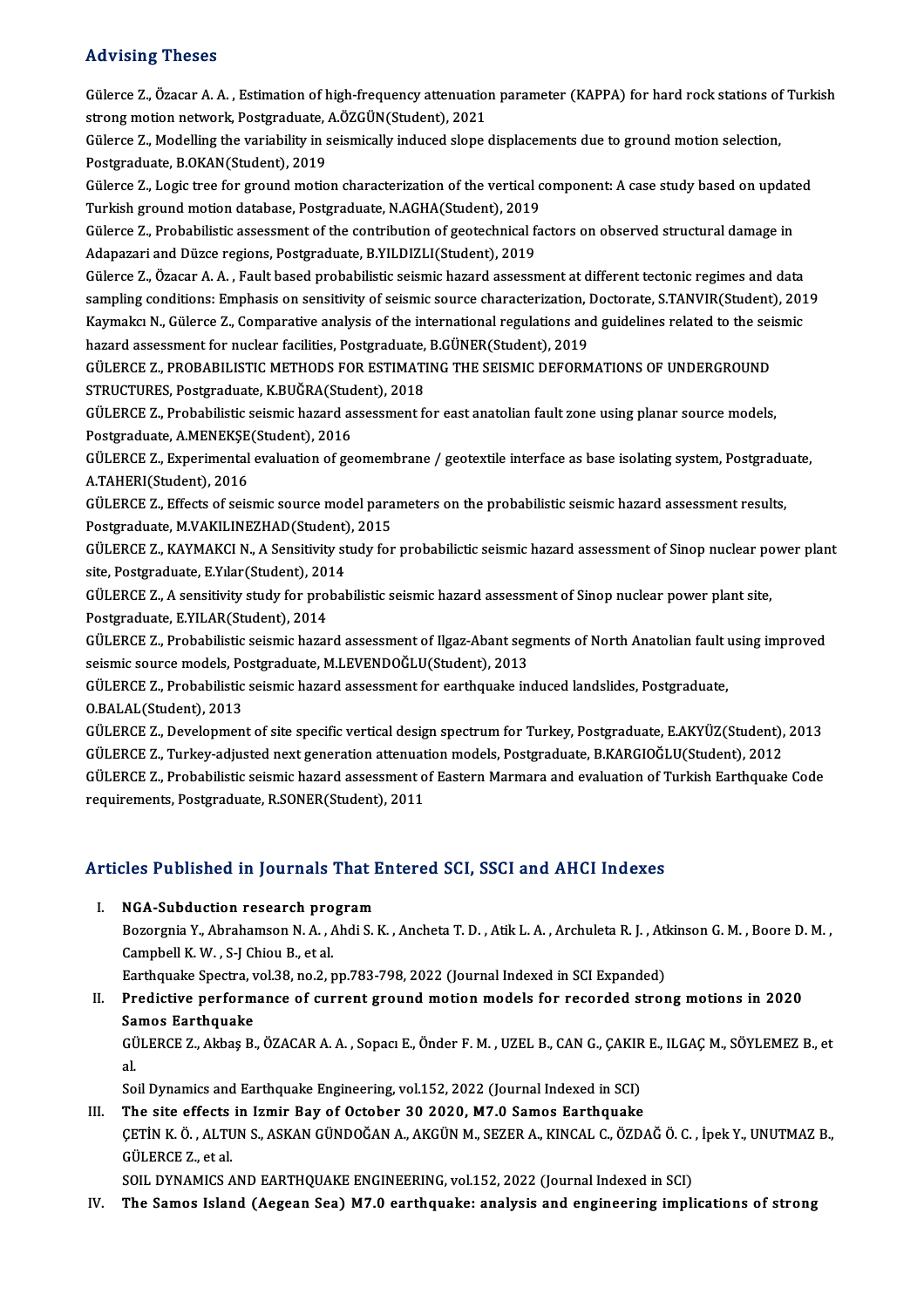## Advising Theses

Gülerce Z., Özacar A. A. , Estimation of high-frequency attenuation parameter (KAPPA) for hard rock stations of Turkish strong motion network, Postgraduate, A.ÖZGÜN(Student), 2021

Gülerce Z., Modelling the variability in seismically induced slope displacements due to ground motion selection, Postgraduate, B.OKAN(Student), 2019

Gülerce Z., Logic tree for ground motion characterization of the vertical component: A case study based on updated Turkish ground motion database, Postgraduate, N.AGHA(Student), 2019

Gülerce Z., Probabilistic assessment of the contribution of geotechnical factors on observed structural damage in Adapazari and Düzce regions, Postgraduate, B.YILDIZLI(Student), 2019

Gülerce Z., Özacar A. A. , Fault based probabilistic seismic hazard assessment at different tectonic regimes and data sampling conditions: Emphasis on sensitivity of seismic source characterization, Doctorate, S.TANVIR(Student), 2019

Kaymakcı N., Gülerce Z., Comparative analysis of the international regulations and guidelines related to the seismic hazard assessment for nuclear facilities, Postgraduate, B.GÜNER(Student), 2019

GÜLERCE Z., PROBABILISTIC METHODS FOR ESTIMATING THE SEISMIC DEFORMATIONS OF UNDERGROUND STRUCTURES, Postgraduate, K.BUĞRA(Student), 2018

GÜLERCE Z., Probabilistic seismic hazard assessment for east anatolian fault zone using planar source models, Postgraduate, A.MENEKŞE(Student), 2016

GÜLERCE Z., Experimental evaluation of geomembrane / geotextile interface as base isolating system, Postgraduate, A.TAHERI(Student), 2016

GÜLERCE Z., Effects of seismic source model parameters on the probabilistic seismic hazard assessment results, Postgraduate, M.VAKILINEZHAD(Student), 2015

GÜLERCE Z., KAYMAKCI N., A Sensitivity study for probabilictic seismic hazard assessment of Sinop nuclear power plant site, Postgraduate, E.Yılar(Student), 2014

GÜLERCE Z., A sensitivity study for probabilistic seismic hazard assessment of Sinop nuclear power plant site, Postgraduate, E.YILAR(Student), 2014

GÜLERCE Z., Probabilistic seismic hazard assessment of Ilgaz-Abant segments of North Anatolian fault using improved seismic source models, Postgraduate, M.LEVENDOĞLU(Student), 2013

GÜLERCE Z., Probabilistic seismic hazard assessment for earthquake induced landslides, Postgraduate, O.BALAL(Student), 2013

GÜLERCE Z., Development of site specific vertical design spectrum for Turkey, Postgraduate, E.AKYÜZ(Student), 2013

GÜLERCE Z., Turkey-adjusted next generation attenuation models, Postgraduate, B.KARGIOĞLU(Student), 2012

GÜLERCE Z., Probabilistic seismic hazard assessment of Eastern Marmara and evaluation of Turkish Earthquake Code requirements, Postgraduate, R.SONER(Student), 2011

## Articles Published in Journals That Entered SCI, SSCI and AHCI Indexes

I. **NGA-Subduction research program**
   Bozorgnia Y., Abrahamson N. A. , Ahdi S. K. , Ancheta T. D. , Atik L. A. , Archuleta R. J. , Atkinson G. M. , Boore D. M. , Campbell K. W. , S-J Chiou B., et al.
   Earthquake Spectra, vol.38, no.2, pp.783-798, 2022 (Journal Indexed in SCI Expanded)

II. **Predictive performance of current ground motion models for recorded strong motions in 2020 Samos Earthquake**
   GÜLERCE Z., Akbaş B., ÖZACAR A. A. , Sopacı E., Önder F. M. , UZEL B., CAN G., ÇAKIR E., ILGAÇ M., SÖYLEMEZ B., et al.
   Soil Dynamics and Earthquake Engineering, vol.152, 2022 (Journal Indexed in SCI)

III. **The site effects in Izmir Bay of October 30 2020, M7.0 Samos Earthquake**
   ÇETİN K. Ö. , ALTUN S., ASKAN GÜNDOĞAN A., AKGÜN M., SEZER A., KINCAL C., ÖZDAĞ Ö. C. , İpek Y., UNUTMAZ B., GÜLERCE Z., et al.
   SOIL DYNAMICS AND EARTHQUAKE ENGINEERING, vol.152, 2022 (Journal Indexed in SCI)

IV. **The Samos Island (Aegean Sea) M7.0 earthquake: analysis and engineering implications of strong**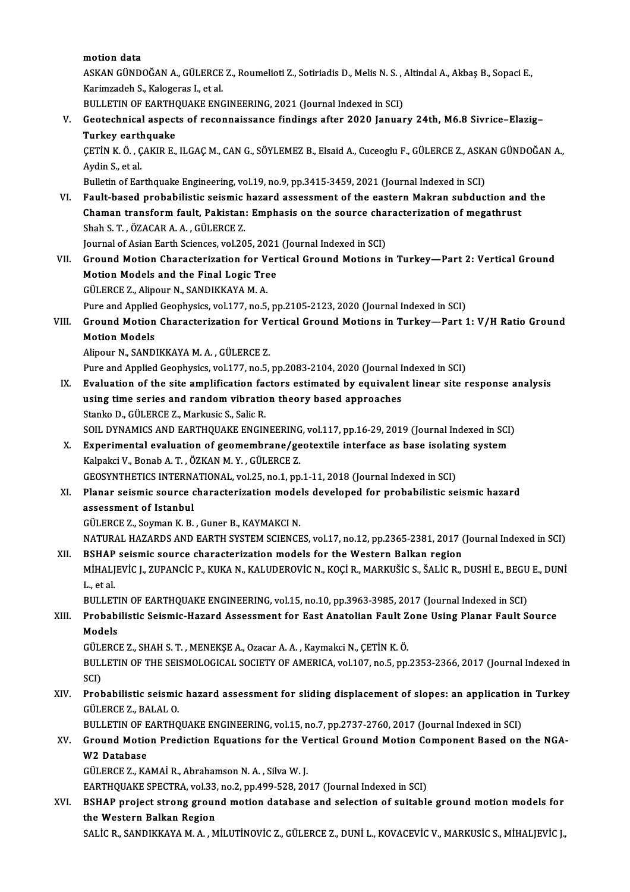motion data
ASKAN GÜNDOĞAN A., GÜLERCE Z., Roumelioti Z., Sotiriadis D., Melis N. S. , Altindal A., Akbaş B., Sopaci E., Karimzadeh S., Kalogeras I., et al.
BULLETIN OF EARTHQUAKE ENGINEERING, 2021 (Journal Indexed in SCI)

V. **Geotechnical aspects of reconnaissance findings after 2020 January 24th, M6.8 Sivrice–Elazig–Turkey earthquake**
ÇETİN K. Ö. , ÇAKIR E., ILGAÇ M., CAN G., SÖYLEMEZ B., Elsaid A., Cuceoglu F., GÜLERCE Z., ASKAN GÜNDOĞAN A., Aydin S., et al.
Bulletin of Earthquake Engineering, vol.19, no.9, pp.3415-3459, 2021 (Journal Indexed in SCI)

VI. **Fault-based probabilistic seismic hazard assessment of the eastern Makran subduction and the Chaman transform fault, Pakistan: Emphasis on the source characterization of megathrust**
Shah S. T. , ÖZACAR A. A. , GÜLERCE Z.
Journal of Asian Earth Sciences, vol.205, 2021 (Journal Indexed in SCI)

VII. **Ground Motion Characterization for Vertical Ground Motions in Turkey—Part 2: Vertical Ground Motion Models and the Final Logic Tree**
GÜLERCE Z., Alipour N., SANDIKKAYA M. A.
Pure and Applied Geophysics, vol.177, no.5, pp.2105-2123, 2020 (Journal Indexed in SCI)

VIII. **Ground Motion Characterization for Vertical Ground Motions in Turkey—Part 1: V/H Ratio Ground Motion Models**
Alipour N., SANDIKKAYA M. A. , GÜLERCE Z.
Pure and Applied Geophysics, vol.177, no.5, pp.2083-2104, 2020 (Journal Indexed in SCI)

IX. **Evaluation of the site amplification factors estimated by equivalent linear site response analysis using time series and random vibration theory based approaches**
Stanko D., GÜLERCE Z., Markusic S., Salic R.
SOIL DYNAMICS AND EARTHQUAKE ENGINEERING, vol.117, pp.16-29, 2019 (Journal Indexed in SCI)

X. **Experimental evaluation of geomembrane/geotextile interface as base isolating system**
Kalpakci V., Bonab A. T. , ÖZKAN M. Y. , GÜLERCE Z.
GEOSYNTHETICS INTERNATIONAL, vol.25, no.1, pp.1-11, 2018 (Journal Indexed in SCI)

XI. **Planar seismic source characterization models developed for probabilistic seismic hazard assessment of Istanbul**
GÜLERCE Z., Soyman K. B. , Guner B., KAYMAKCI N.
NATURAL HAZARDS AND EARTH SYSTEM SCIENCES, vol.17, no.12, pp.2365-2381, 2017 (Journal Indexed in SCI)

XII. **BSHAP seismic source characterization models for the Western Balkan region**
MİHALJEVİC J., ZUPANCİC P., KUKA N., KALUDEROVİC N., KOÇİ R., MARKUŠİC S., ŠALİC R., DUSHİ E., BEGU E., DUNİ L., et al.
BULLETIN OF EARTHQUAKE ENGINEERING, vol.15, no.10, pp.3963-3985, 2017 (Journal Indexed in SCI)

XIII. **Probabilistic Seismic-Hazard Assessment for East Anatolian Fault Zone Using Planar Fault Source Models**
GÜLERCE Z., SHAH S. T. , MENEKŞE A., Ozacar A. A. , Kaymakci N., ÇETİN K. Ö.
BULLETIN OF THE SEISMOLOGICAL SOCIETY OF AMERICA, vol.107, no.5, pp.2353-2366, 2017 (Journal Indexed in SCI)

XIV. **Probabilistic seismic hazard assessment for sliding displacement of slopes: an application in Turkey**
GÜLERCE Z., BALAL O.
BULLETIN OF EARTHQUAKE ENGINEERING, vol.15, no.7, pp.2737-2760, 2017 (Journal Indexed in SCI)

XV. **Ground Motion Prediction Equations for the Vertical Ground Motion Component Based on the NGA-W2 Database**
GÜLERCE Z., KAMAİ R., Abrahamson N. A. , Silva W. J.
EARTHQUAKE SPECTRA, vol.33, no.2, pp.499-528, 2017 (Journal Indexed in SCI)

XVI. **BSHAP project strong ground motion database and selection of suitable ground motion models for the Western Balkan Region**
SALİC R., SANDIKKAYA M. A. , MİLUTİNOVİC Z., GÜLERCE Z., DUNİ L., KOVACEVİC V., MARKUSİC S., MİHALJEVİC J.,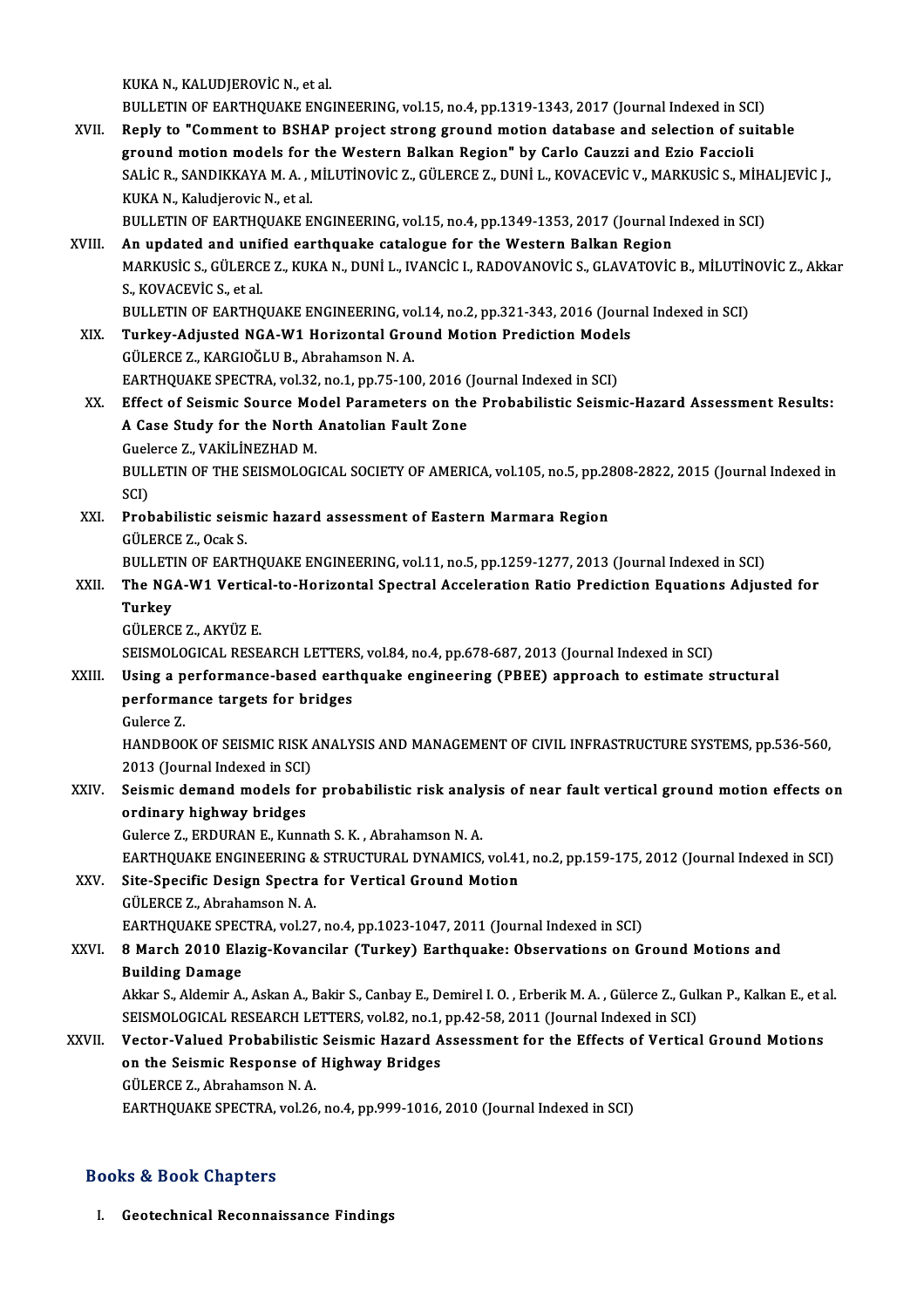KUKA N., KALUDJEROVİC N., et al.
BULLETIN OF EARTHQUAKE ENGINEERING, vol.15, no.4, pp.1319-1343, 2017 (Journal Indexed in SCI)

XVII. **Reply to "Comment to BSHAP project strong ground motion database and selection of suitable ground motion models for the Western Balkan Region" by Carlo Cauzzi and Ezio Faccioli**
SALİC R., SANDIKKAYA M. A. , MİLUTİNOVİC Z., GÜLERCE Z., DUNİ L., KOVACEVİC V., MARKUSİC S., MİHALJEVİC J., KUKA N., Kaludjerovic N., et al.
BULLETIN OF EARTHQUAKE ENGINEERING, vol.15, no.4, pp.1349-1353, 2017 (Journal Indexed in SCI)

XVIII. **An updated and unified earthquake catalogue for the Western Balkan Region**
MARKUSİC S., GÜLERCE Z., KUKA N., DUNİ L., IVANCİC I., RADOVANOVİC S., GLAVATOVİC B., MİLUTİNOVİC Z., Akkar S., KOVACEVİC S., et al.
BULLETIN OF EARTHQUAKE ENGINEERING, vol.14, no.2, pp.321-343, 2016 (Journal Indexed in SCI)

XIX. **Turkey-Adjusted NGA-W1 Horizontal Ground Motion Prediction Models**
GÜLERCE Z., KARGIOĞLU B., Abrahamson N. A.
EARTHQUAKE SPECTRA, vol.32, no.1, pp.75-100, 2016 (Journal Indexed in SCI)

XX. **Effect of Seismic Source Model Parameters on the Probabilistic Seismic-Hazard Assessment Results: A Case Study for the North Anatolian Fault Zone**
Guelerce Z., VAKİLİNEZHAD M.
BULLETIN OF THE SEISMOLOGICAL SOCIETY OF AMERICA, vol.105, no.5, pp.2808-2822, 2015 (Journal Indexed in SCI)

XXI. **Probabilistic seismic hazard assessment of Eastern Marmara Region**
GÜLERCE Z., Ocak S.
BULLETIN OF EARTHQUAKE ENGINEERING, vol.11, no.5, pp.1259-1277, 2013 (Journal Indexed in SCI)

XXII. **The NGA-W1 Vertical-to-Horizontal Spectral Acceleration Ratio Prediction Equations Adjusted for Turkey**
GÜLERCE Z., AKYÜZ E.
SEISMOLOGICAL RESEARCH LETTERS, vol.84, no.4, pp.678-687, 2013 (Journal Indexed in SCI)

XXIII. **Using a performance-based earthquake engineering (PBEE) approach to estimate structural performance targets for bridges**
Gulerce Z.
HANDBOOK OF SEISMIC RISK ANALYSIS AND MANAGEMENT OF CIVIL INFRASTRUCTURE SYSTEMS, pp.536-560, 2013 (Journal Indexed in SCI)

XXIV. **Seismic demand models for probabilistic risk analysis of near fault vertical ground motion effects on ordinary highway bridges**
Gulerce Z., ERDURAN E., Kunnath S. K. , Abrahamson N. A.
EARTHQUAKE ENGINEERING & STRUCTURAL DYNAMICS, vol.41, no.2, pp.159-175, 2012 (Journal Indexed in SCI)

XXV. **Site-Specific Design Spectra for Vertical Ground Motion**
GÜLERCE Z., Abrahamson N. A.
EARTHQUAKE SPECTRA, vol.27, no.4, pp.1023-1047, 2011 (Journal Indexed in SCI)

XXVI. **8 March 2010 Elazig-Kovancilar (Turkey) Earthquake: Observations on Ground Motions and Building Damage**
Akkar S., Aldemir A., Askan A., Bakir S., Canbay E., Demirel I. O. , Erberik M. A. , Gülerce Z., Gulkan P., Kalkan E., et al.
SEISMOLOGICAL RESEARCH LETTERS, vol.82, no.1, pp.42-58, 2011 (Journal Indexed in SCI)

XXVII. **Vector-Valued Probabilistic Seismic Hazard Assessment for the Effects of Vertical Ground Motions on the Seismic Response of Highway Bridges**
GÜLERCE Z., Abrahamson N. A.
EARTHQUAKE SPECTRA, vol.26, no.4, pp.999-1016, 2010 (Journal Indexed in SCI)

## Books & Book Chapters

I. **Geotechnical Reconnaissance Findings**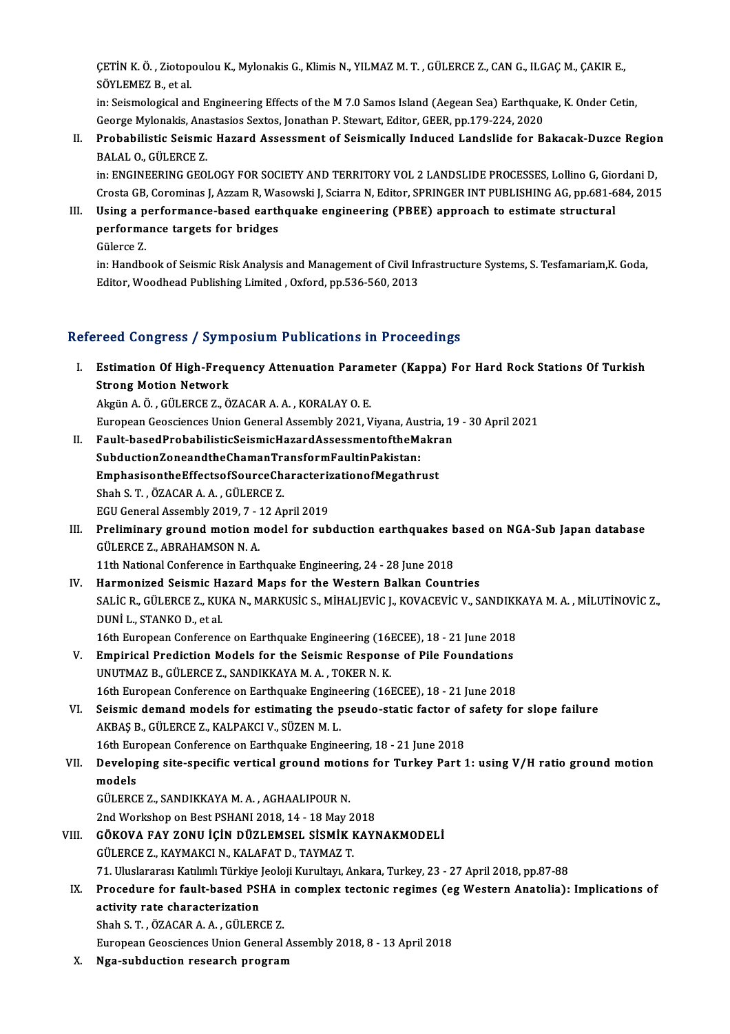ÇETİN K. Ö. , Ziotopoulou K., Mylonakis G., Klimis N., YILMAZ M. T. , GÜLERCE Z., CAN G., ILGAÇ M., ÇAKIR E., SÖYLEMEZ B., et al.
in: Seismological and Engineering Effects of the M 7.0 Samos Island (Aegean Sea) Earthquake, K. Onder Cetin, George Mylonakis, Anastasios Sextos, Jonathan P. Stewart, Editor, GEER, pp.179-224, 2020

II. **Probabilistic Seismic Hazard Assessment of Seismically Induced Landslide for Bakacak-Duzce Region**
BALAL O., GÜLERCE Z.
in: ENGINEERING GEOLOGY FOR SOCIETY AND TERRITORY VOL 2 LANDSLIDE PROCESSES, Lollino G, Giordani D, Crosta GB, Corominas J, Azzam R, Wasowski J, Sciarra N, Editor, SPRINGER INT PUBLISHING AG, pp.681-684, 2015

III. **Using a performance-based earthquake engineering (PBEE) approach to estimate structural performance targets for bridges**
Gülerce Z.
in: Handbook of Seismic Risk Analysis and Management of Civil Infrastructure Systems, S. Tesfamariam,K. Goda, Editor, Woodhead Publishing Limited , Oxford, pp.536-560, 2013

## Refereed Congress / Symposium Publications in Proceedings

I. **Estimation Of High-Frequency Attenuation Parameter (Kappa) For Hard Rock Stations Of Turkish Strong Motion Network**
Akgün A. Ö. , GÜLERCE Z., ÖZACAR A. A. , KORALAY O. E.
European Geosciences Union General Assembly 2021, Viyana, Austria, 19 - 30 April 2021

II. **Fault-basedProbabilisticSeismicHazardAssessmentoftheMakran SubductionZoneandtheChamanTransformFaultinPakistan: EmphasisontheEffectsofSourceCharacterizationofMegathrust**
Shah S. T. , ÖZACAR A. A. , GÜLERCE Z.
EGU General Assembly 2019, 7 - 12 April 2019

III. **Preliminary ground motion model for subduction earthquakes based on NGA-Sub Japan database**
GÜLERCE Z., ABRAHAMSON N. A.
11th National Conference in Earthquake Engineering, 24 - 28 June 2018

IV. **Harmonized Seismic Hazard Maps for the Western Balkan Countries**
SALİC R., GÜLERCE Z., KUKA N., MARKUSİC S., MİHALJEVİC J., KOVACEVİC V., SANDIKKAYA M. A. , MİLUTİNOVİC Z., DUNİ L., STANKO D., et al.
16th European Conference on Earthquake Engineering (16ECEE), 18 - 21 June 2018

V. **Empirical Prediction Models for the Seismic Response of Pile Foundations**
UNUTMAZ B., GÜLERCE Z., SANDIKKAYA M. A. , TOKER N. K.
16th European Conference on Earthquake Engineering (16ECEE), 18 - 21 June 2018

VI. **Seismic demand models for estimating the pseudo-static factor of safety for slope failure**
AKBAŞ B., GÜLERCE Z., KALPAKCI V., SÜZEN M. L.
16th European Conference on Earthquake Engineering, 18 - 21 June 2018

VII. **Developing site-specific vertical ground motions for Turkey Part 1: using V/H ratio ground motion models**
GÜLERCE Z., SANDIKKAYA M. A. , AGHAALIPOUR N.
2nd Workshop on Best PSHANI 2018, 14 - 18 May 2018

VIII. **GÖKOVA FAY ZONU İÇİN DÜZLEMSEL SİSMİK KAYNAKMODELİ**
GÜLERCE Z., KAYMAKCI N., KALAFAT D., TAYMAZ T.
71. Uluslararası Katılımlı Türkiye Jeoloji Kurultayı, Ankara, Turkey, 23 - 27 April 2018, pp.87-88

IX. **Procedure for fault-based PSHA in complex tectonic regimes (eg Western Anatolia): Implications of activity rate characterization**
Shah S. T. , ÖZACAR A. A. , GÜLERCE Z.
European Geosciences Union General Assembly 2018, 8 - 13 April 2018

X. **Nga-subduction research program**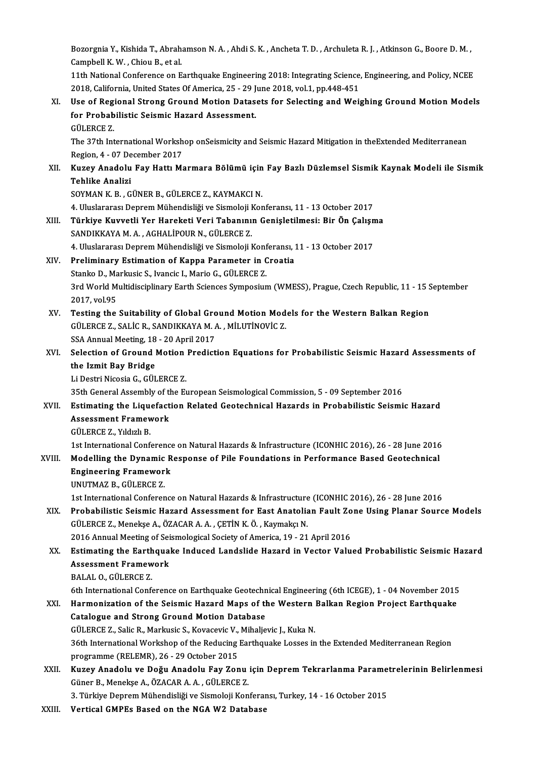Bozorgnia Y., Kishida T., Abrahamson N. A. , Ahdi S. K. , Ancheta T. D. , Archuleta R. J. , Atkinson G., Boore D. M. , Campbell K. W. , Chiou B., et al.
11th National Conference on Earthquake Engineering 2018: Integrating Science, Engineering, and Policy, NCEE 2018, California, United States Of America, 25 - 29 June 2018, vol.1, pp.448-451

XI. **Use of Regional Strong Ground Motion Datasets for Selecting and Weighing Ground Motion Models for Probabilistic Seismic Hazard Assessment.**
GÜLERCE Z.
The 37th International Workshop onSeismicity and Seismic Hazard Mitigation in theExtended Mediterranean Region, 4 - 07 December 2017

XII. **Kuzey Anadolu Fay Hattı Marmara Bölümü için Fay Bazlı Düzlemsel Sismik Kaynak Modeli ile Sismik Tehlike Analizi**
SOYMAN K. B. , GÜNER B., GÜLERCE Z., KAYMAKCI N.
4. Uluslararası Deprem Mühendisliği ve Sismoloji Konferansı, 11 - 13 October 2017

XIII. **Türkiye Kuvvetli Yer Hareketi Veri Tabanının Genişletilmesi: Bir Ön Çalışma**
SANDIKKAYA M. A. , AGHALİPOUR N., GÜLERCE Z.
4. Uluslararası Deprem Mühendisliği ve Sismoloji Konferansı, 11 - 13 October 2017

XIV. **Preliminary Estimation of Kappa Parameter in Croatia**
Stanko D., Markusic S., Ivancic I., Mario G., GÜLERCE Z.
3rd World Multidisciplinary Earth Sciences Symposium (WMESS), Prague, Czech Republic, 11 - 15 September 2017, vol.95

XV. **Testing the Suitability of Global Ground Motion Models for the Western Balkan Region**
GÜLERCE Z., SALİC R., SANDIKKAYA M. A. , MİLUTİNOVİC Z.
SSA Annual Meeting, 18 - 20 April 2017

XVI. **Selection of Ground Motion Prediction Equations for Probabilistic Seismic Hazard Assessments of the Izmit Bay Bridge**
Li Destri Nicosia G., GÜLERCE Z.
35th General Assembly of the European Seismological Commission, 5 - 09 September 2016

XVII. **Estimating the Liquefaction Related Geotechnical Hazards in Probabilistic Seismic Hazard Assessment Framework**
GÜLERCE Z., Yıldızlı B.
1st International Conference on Natural Hazards & Infrastructure (ICONHIC 2016), 26 - 28 June 2016

XVIII. **Modelling the Dynamic Response of Pile Foundations in Performance Based Geotechnical Engineering Framework**
UNUTMAZ B., GÜLERCE Z.
1st International Conference on Natural Hazards & Infrastructure (ICONHIC 2016), 26 - 28 June 2016

XIX. **Probabilistic Seismic Hazard Assessment for East Anatolian Fault Zone Using Planar Source Models**
GÜLERCE Z., Menekşe A., ÖZACAR A. A. , ÇETİN K. Ö. , Kaymakçı N.
2016 Annual Meeting of Seismological Society of America, 19 - 21 April 2016

XX. **Estimating the Earthquake Induced Landslide Hazard in Vector Valued Probabilistic Seismic Hazard Assessment Framework**
BALAL O., GÜLERCE Z.
6th International Conference on Earthquake Geotechnical Engineering (6th ICEGE), 1 - 04 November 2015

XXI. **Harmonization of the Seismic Hazard Maps of the Western Balkan Region Project Earthquake Catalogue and Strong Ground Motion Database**
GÜLERCE Z., Salic R., Markusic S., Kovacevic V., Mihaljevic J., Kuka N.
36th International Workshop of the Reducing Earthquake Losses in the Extended Mediterranean Region programme (RELEMR), 26 - 29 October 2015

XXII. **Kuzey Anadolu ve Doğu Anadolu Fay Zonu için Deprem Tekrarlanma Parametrelerinin Belirlenmesi**
Güner B., Menekşe A., ÖZACAR A. A. , GÜLERCE Z.
3. Türkiye Deprem Mühendisliği ve Sismoloji Konferansı, Turkey, 14 - 16 October 2015

XXIII. **Vertical GMPEs Based on the NGA W2 Database**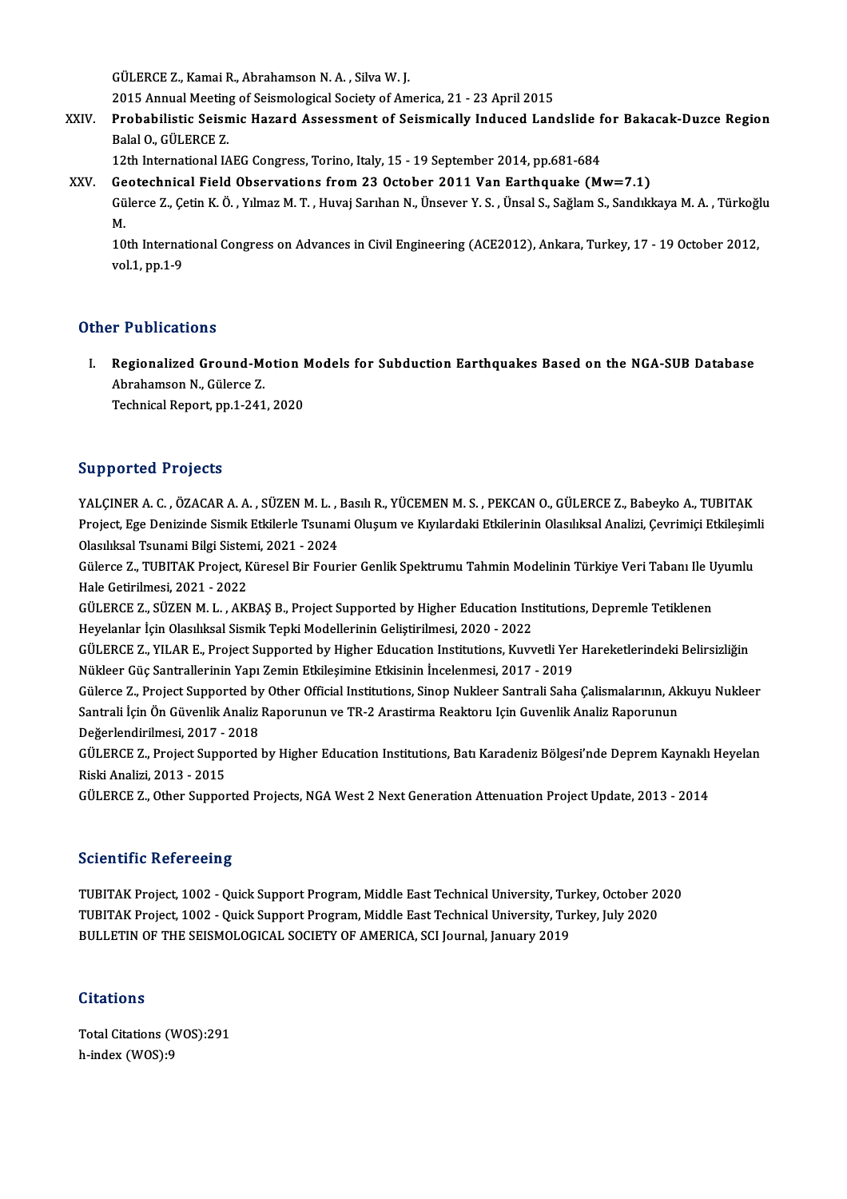GÜLERCE Z., Kamai R., Abrahamson N. A. , Silva W. J.
2015 Annual Meeting of Seismological Society of America, 21 - 23 April 2015

XXIV. **Probabilistic Seismic Hazard Assessment of Seismically Induced Landslide for Bakacak-Duzce Region**
Balal O., GÜLERCE Z.
12th International IAEG Congress, Torino, Italy, 15 - 19 September 2014, pp.681-684

XXV. **Geotechnical Field Observations from 23 October 2011 Van Earthquake (Mw=7.1)**
Gülerce Z., Çetin K. Ö. , Yılmaz M. T. , Huvaj Sarıhan N., Ünsever Y. S. , Ünsal S., Sağlam S., Sandıkkaya M. A. , Türkoğlu M.
10th International Congress on Advances in Civil Engineering (ACE2012), Ankara, Turkey, 17 - 19 October 2012, vol.1, pp.1-9

## Other Publications

I. **Regionalized Ground-Motion Models for Subduction Earthquakes Based on the NGA-SUB Database**
Abrahamson N., Gülerce Z.
Technical Report, pp.1-241, 2020

## Supported Projects

YALÇINER A. C. , ÖZACAR A. A. , SÜZEN M. L. , Basılı R., YÜCEMEN M. S. , PEKCAN O., GÜLERCE Z., Babeyko A., TUBITAK Project, Ege Denizinde Sismik Etkilerle Tsunami Oluşum ve Kıyılardaki Etkilerinin Olasılıksal Analizi, Çevrimiçi Etkileşimli Olasılıksal Tsunami Bilgi Sistemi, 2021 - 2024

Gülerce Z., TUBITAK Project, Küresel Bir Fourier Genlik Spektrumu Tahmin Modelinin Türkiye Veri Tabanı Ile Uyumlu Hale Getirilmesi, 2021 - 2022

GÜLERCE Z., SÜZEN M. L. , AKBAŞ B., Project Supported by Higher Education Institutions, Depremle Tetiklenen Heyelanlar İçin Olasılıksal Sismik Tepki Modellerinin Geliştirilmesi, 2020 - 2022

GÜLERCE Z., YILAR E., Project Supported by Higher Education Institutions, Kuvvetli Yer Hareketlerindeki Belirsizliğin Nükleer Güç Santrallerinin Yapı Zemin Etkileşimine Etkisinin İncelenmesi, 2017 - 2019

Gülerce Z., Project Supported by Other Official Institutions, Sinop Nukleer Santrali Saha Çalismalarının, Akkuyu Nukleer Santrali İçin Ön Güvenlik Analiz Raporunun ve TR-2 Arastirma Reaktoru Için Guvenlik Analiz Raporunun Değerlendirilmesi, 2017 - 2018

GÜLERCE Z., Project Supported by Higher Education Institutions, Batı Karadeniz Bölgesi'nde Deprem Kaynaklı Heyelan Riski Analizi, 2013 - 2015

GÜLERCE Z., Other Supported Projects, NGA West 2 Next Generation Attenuation Project Update, 2013 - 2014

## Scientific Refereeing

TUBITAK Project, 1002 - Quick Support Program, Middle East Technical University, Turkey, October 2020
TUBITAK Project, 1002 - Quick Support Program, Middle East Technical University, Turkey, July 2020
BULLETIN OF THE SEISMOLOGICAL SOCIETY OF AMERICA, SCI Journal, January 2019

## Citations

Total Citations (WOS):291
h-index (WOS):9